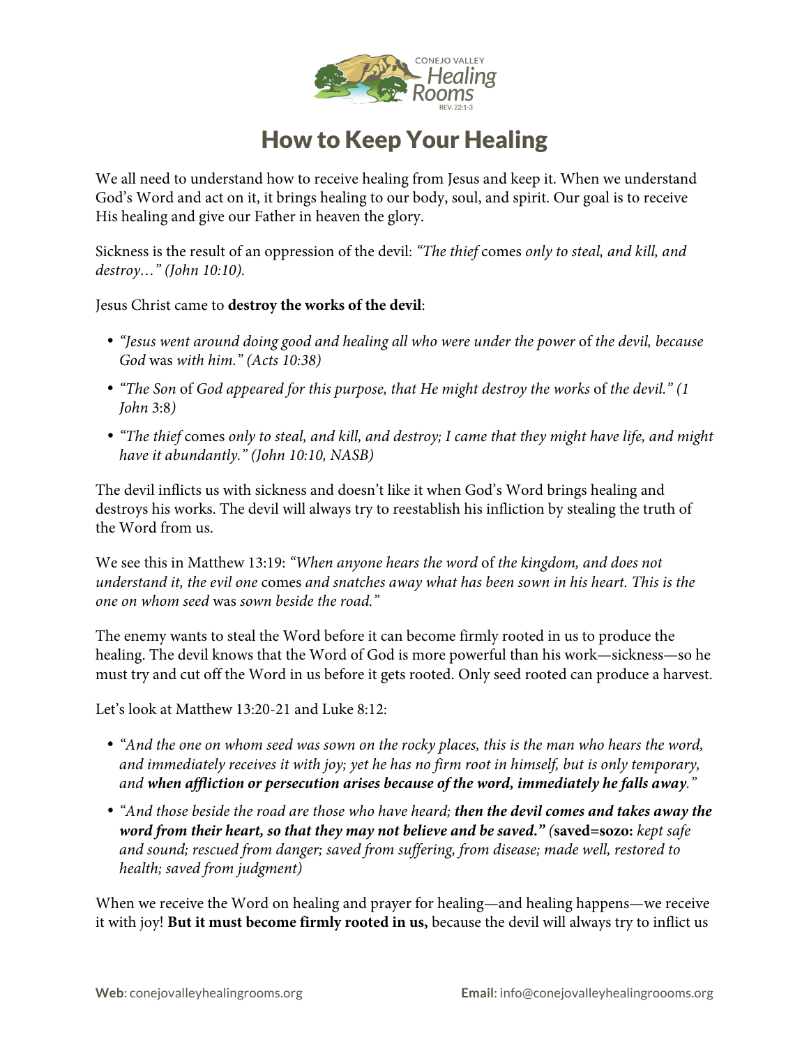# How to Keep Your Healing

We all need to understand how to receive healing from Jesus and keep it. When we understand God's Word and act on it, it brings healing to our body, soul, and spirit. Our goal is to receive His healing and give our Father in heaven the glory.

Sickness is the result of an oppression of the devil: *"The thief* comes *only to steal, and kill, and destroy…" (John 10:10).*

Jesus Christ came to **destroy the works of the devil**:

- *"Jesus went around doing good and healing all who were under the power* of *the devil, because God* was *with him." (Acts 10:38)*
- *"The Son* of *God appeared for this purpose, that He might destroy the works* of *the devil." (1 John* 3:8*)*
- *"The thief* comes *only to steal, and kill, and destroy; I came that they might have life, and might have it abundantly." (John 10:10, NASB)*

The devil inflicts us with sickness and doesn't like it when God's Word brings healing and destroys his works. The devil will always try to reestablish his infliction by stealing the truth of the Word from us.

We see this in Matthew 13:19: *"When anyone hears the word* of *the kingdom, and does not understand it, the evil one* comes *and snatches away what has been sown in his heart. This is the one on whom seed* was *sown beside the road."*

The enemy wants to steal the Word before it can become firmly rooted in us to produce the healing. The devil knows that the Word of God is more powerful than his work—sickness—so he must try and cut off the Word in us before it gets rooted. Only seed rooted can produce a harvest.

Let's look at Matthew 13:20-21 and Luke 8:12:

- *"And the one on whom seed was sown on the rocky places, this is the man who hears the word, and immediately receives it with joy; yet he has no firm root in himself, but is only temporary, and* ***when affliction or persecution arises because of the word, immediately he falls away****."*
- *"And those beside the road are those who have heard;* ***then the devil comes and takes away the word from their heart, so that they may not believe and be saved."*** *(***saved=sozo:*** kept safe and sound; rescued from danger; saved from suffering, from disease; made well, restored to health; saved from judgment)*

When we receive the Word on healing and prayer for healing—and healing happens—we receive it with joy! **But it must become firmly rooted in us,** because the devil will always try to inflict us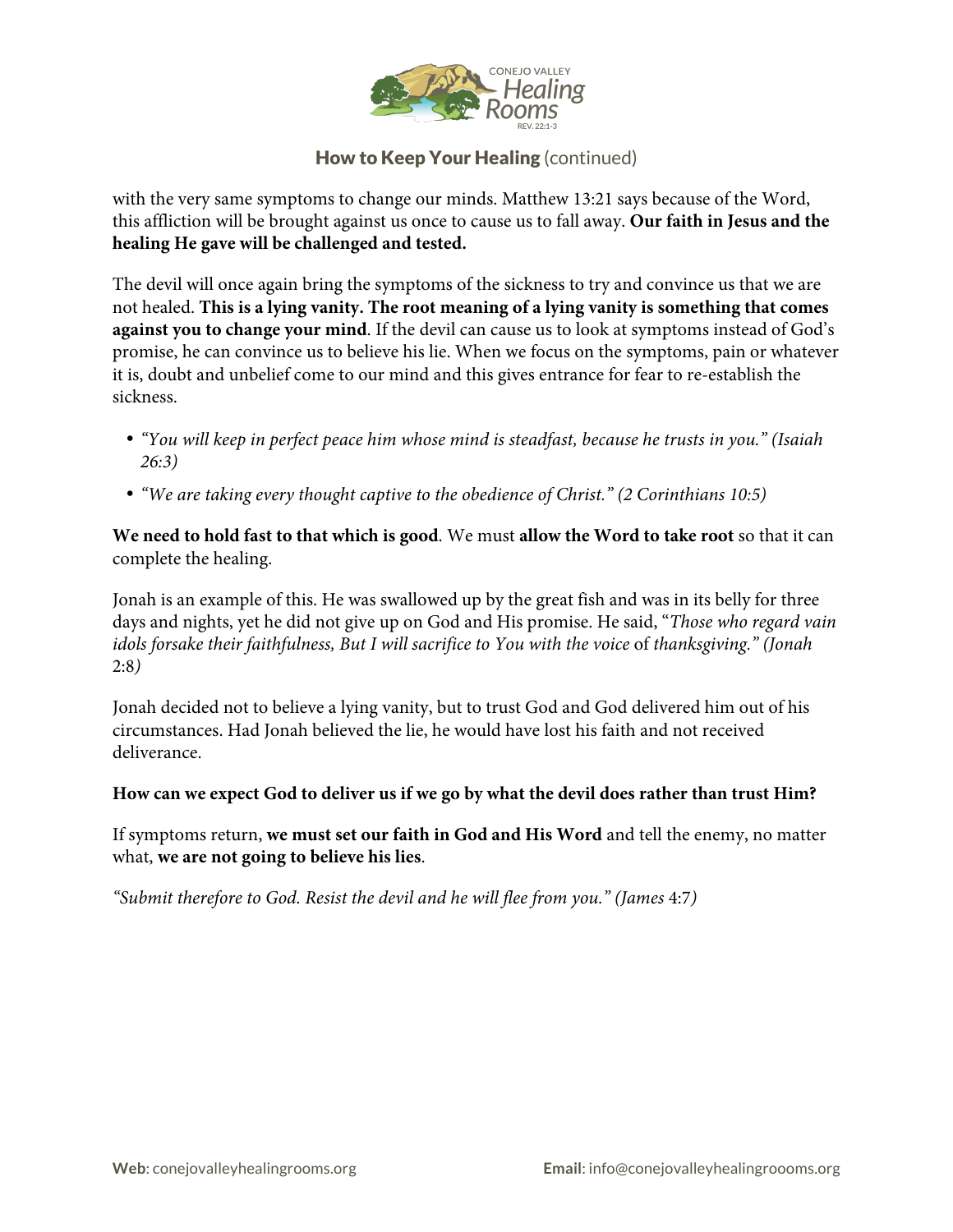with the very same symptoms to change our minds. Matthew 13:21 says because of the Word, this affliction will be brought against us once to cause us to fall away. **Our faith in Jesus and the healing He gave will be challenged and tested.**

The devil will once again bring the symptoms of the sickness to try and convince us that we are not healed. **This is a lying vanity. The root meaning of a lying vanity is something that comes against you to change your mind**. If the devil can cause us to look at symptoms instead of God's promise, he can convince us to believe his lie. When we focus on the symptoms, pain or whatever it is, doubt and unbelief come to our mind and this gives entrance for fear to re-establish the sickness.

- *"You will keep in perfect peace him whose mind is steadfast, because he trusts in you." (Isaiah 26:3)*
- *"We are taking every thought captive to the obedience of Christ." (2 Corinthians 10:5)*

**We need to hold fast to that which is good**. We must **allow the Word to take root** so that it can complete the healing.

Jonah is an example of this. He was swallowed up by the great fish and was in its belly for three days and nights, yet he did not give up on God and His promise. He said, "*Those who regard vain idols forsake their faithfulness, But I will sacrifice to You with the voice* of *thanksgiving." (Jonah* 2:8*)*

Jonah decided not to believe a lying vanity, but to trust God and God delivered him out of his circumstances. Had Jonah believed the lie, he would have lost his faith and not received deliverance.

**How can we expect God to deliver us if we go by what the devil does rather than trust Him?**

If symptoms return, **we must set our faith in God and His Word** and tell the enemy, no matter what, **we are not going to believe his lies**.

*"Submit therefore to God. Resist the devil and he will flee from you." (James* 4:7*)*